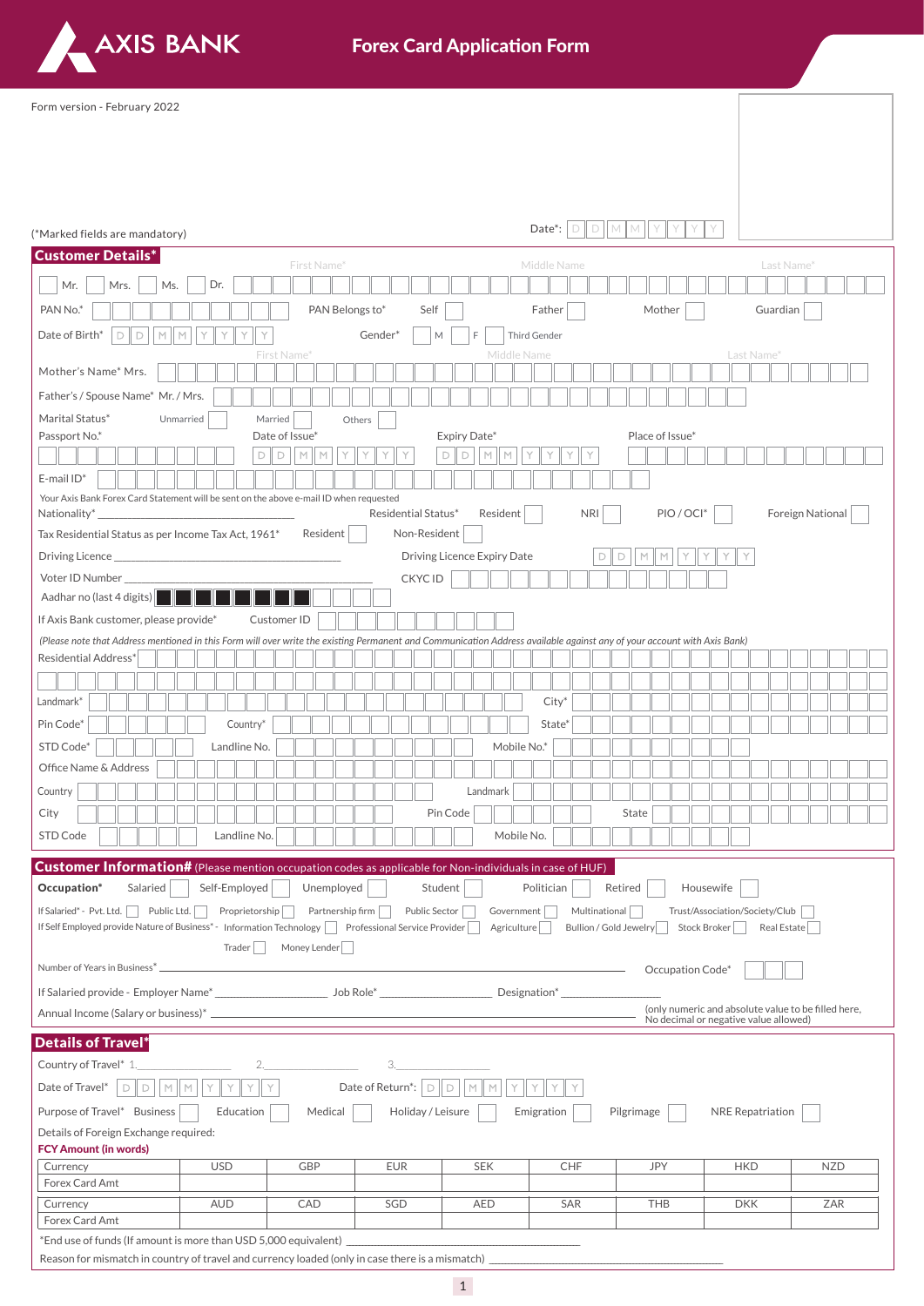# AXIS BANK

## Forex Card Application Form

Form version - February 2022

(*Marked fields are mandatory)

Date*: D D M M Y Y Y Y

## Customer Details*

Mr. Mrs. Ms. Dr. First Name* Middle Name Last Name*

PAN No.* PAN Belongs to* Self Father Mother Guardian

Date of Birth* D D M M Y Y Y Y Gender* M F Third Gender

Mother's Name* Mrs. First Name* Middle Name Last Name*

Father's / Spouse Name* Mr. / Mrs.

Marital Status* Unmarried Married Others

Passport No.* Date of Issue* D D M M Y Y Y Y Expiry Date* D D M M Y Y Y Y Place of Issue*

E-mail ID*

Your Axis Bank Forex Card Statement will be sent on the above e-mail ID when requested

Nationality* Residential Status* Resident NRI PIO / OCI* Foreign National

Tax Residential Status as per Income Tax Act, 1961* Resident Non-Resident

Driving Licence Driving Licence Expiry Date D D M M Y Y Y Y

Voter ID Number CKYC ID

Aadhar no (last 4 digits)

If Axis Bank customer, please provide* Customer ID

*(Please note that Address mentioned in this Form will over write the existing Permanent and Communication Address available against any of your account with Axis Bank)*

Residential Address*

Landmark* City*

Pin Code* Country* State*

STD Code* Landline No. Mobile No.*

Office Name & Address

Country Landmark

City Pin Code State

STD Code Landline No. Mobile No.

## Customer Information# (Please mention occupation codes as applicable for Non-individuals in case of HUF)

**Occupation*** Salaried Self-Employed Unemployed Student Politician Retired Housewife

If Salaried* - Pvt. Ltd. Public Ltd. Proprietorship Partnership firm Public Sector Government Multinational Trust/Association/Society/Club

If Self Employed provide Nature of Business* - Information Technology Professional Service Provider Agriculture Bullion / Gold Jewelry Stock Broker Real Estate Trader Money Lender

Number of Years in Business* Occupation Code*

If Salaried provide - Employer Name* Job Role* Designation*

Annual Income (Salary or business)* (only numeric and absolute value to be filled here, No decimal or negative value allowed)

## Details of Travel*

Country of Travel* 1. 2. 3.

Date of Travel* D D M M Y Y Y Y Date of Return*: D D M M Y Y Y Y

Purpose of Travel* Business Education Medical Holiday / Leisure Emigration Pilgrimage NRE Repatriation

Details of Foreign Exchange required:

**FCY Amount (in words)**

| Currency | USD | GBP | EUR | SEK | CHF | JPY | HKD | NZD |
|---|---|---|---|---|---|---|---|---|
| Forex Card Amt | | | | | | | | |
| Currency | AUD | CAD | SGD | AED | SAR | THB | DKK | ZAR |
| Forex Card Amt | | | | | | | | |

*End use of funds (If amount is more than USD 5,000 equivalent)

Reason for mismatch in country of travel and currency loaded (only in case there is a mismatch)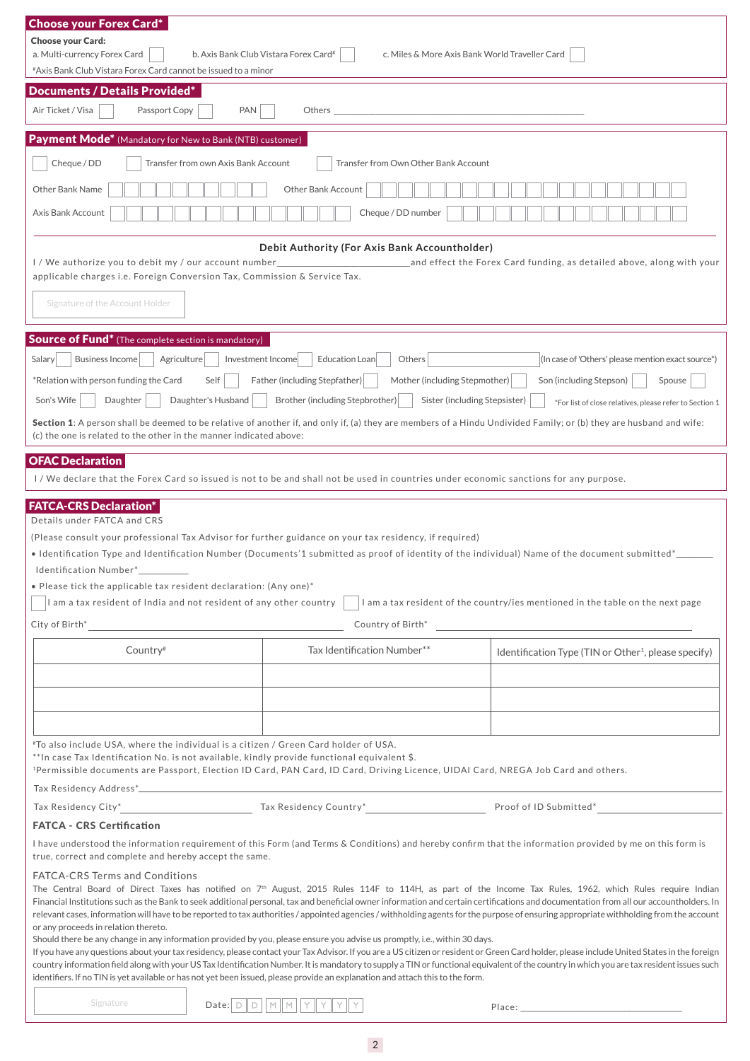## Choose your Forex Card*

**Choose your Card:**

a. Multi-currency Forex Card ☐ b. Axis Bank Club Vistara Forex Card# ☐ c. Miles & More Axis Bank World Traveller Card ☐

#Axis Bank Club Vistara Forex Card cannot be issued to a minor

## Documents / Details Provided*

Air Ticket / Visa ☐ Passport Copy ☐ PAN ☐ Others ______________________________

## Payment Mode* (Mandatory for New to Bank (NTB) customer)

☐ Cheque / DD ☐ Transfer from own Axis Bank Account ☐ Transfer from Own Other Bank Account

Other Bank Name ☐☐☐☐☐☐☐☐☐☐ Other Bank Account ☐☐☐☐☐☐☐☐☐☐☐☐☐☐☐☐☐☐☐☐

Axis Bank Account ☐☐☐☐☐☐☐☐☐☐☐☐☐☐ Cheque / DD number ☐☐☐☐☐☐☐☐☐☐☐☐☐☐☐

### Debit Authority (For Axis Bank Accountholder)

I / We authorize you to debit my / our account number__________________________and effect the Forex Card funding, as detailed above, along with your applicable charges i.e. Foreign Conversion Tax, Commission & Service Tax.

Signature of the Account Holder

## Source of Fund* (The complete section is mandatory)

Salary ☐ Business Income ☐ Agriculture ☐ Investment Income ☐ Education Loan ☐ Others ______________ (In case of 'Others' please mention exact source*)

*Relation with person funding the Card Self ☐ Father (including Stepfather) ☐ Mother (including Stepmother) ☐ Son (including Stepson) ☐ Spouse ☐

Son's Wife ☐ Daughter ☐ Daughter's Husband ☐ Brother (including Stepbrother) ☐ Sister (including Stepsister) ☐ *For list of close relatives, please refer to Section 1

**Section 1**: A person shall be deemed to be relative of another if, and only if, (a) they are members of a Hindu Undivided Family; or (b) they are husband and wife: (c) the one is related to the other in the manner indicated above:

## OFAC Declaration

I / We declare that the Forex Card so issued is not to be and shall not be used in countries under economic sanctions for any purpose.

## FATCA-CRS Declaration*

Details under FATCA and CRS

(Please consult your professional Tax Advisor for further guidance on your tax residency, if required)

- Identification Type and Identification Number (Documents'1 submitted as proof of identity of the individual) Name of the document submitted*_______ Identification Number*__________
- Please tick the applicable tax resident declaration: (Any one)*

☐ I am a tax resident of India and not resident of any other country ☐ I am a tax resident of the country/ies mentioned in the table on the next page

City of Birth*______________________________ Country of Birth* ______________________________

| Country# | Tax Identification Number** | Identification Type (TIN or Other[1], please specify) |
|---|---|---|
| | | |
| | | |
| | | |

#To also include USA, where the individual is a citizen / Green Card holder of USA.

**In case Tax Identification No. is not available, kindly provide functional equivalent $.

[1]Permissible documents are Passport, Election ID Card, PAN Card, ID Card, Driving Licence, UIDAI Card, NREGA Job Card and others.

Tax Residency Address*______________________________

Tax Residency City*____________________ Tax Residency Country*____________________ Proof of ID Submitted*____________________

### FATCA - CRS Certification

I have understood the information requirement of this Form (and Terms & Conditions) and hereby confirm that the information provided by me on this form is true, correct and complete and hereby accept the same.

### FATCA-CRS Terms and Conditions

The Central Board of Direct Taxes has notified on 7th August, 2015 Rules 114F to 114H, as part of the Income Tax Rules, 1962, which Rules require Indian Financial Institutions such as the Bank to seek additional personal, tax and beneficial owner information and certain certifications and documentation from all our accountholders. In relevant cases, information will have to be reported to tax authorities / appointed agencies / withholding agents for the purpose of ensuring appropriate withholding from the account or any proceeds in relation thereto.

Should there be any change in any information provided by you, please ensure you advise us promptly, i.e., within 30 days.

If you have any questions about your tax residency, please contact your Tax Advisor. If you are a US citizen or resident or Green Card holder, please include United States in the foreign country information field along with your US Tax Identification Number. It is mandatory to supply a TIN or functional equivalent of the country in which you are tax resident issues such identifiers. If no TIN is yet available or has not yet been issued, please provide an explanation and attach this to the form.

Signature Date: D D M M Y Y Y Y Place: ______________________________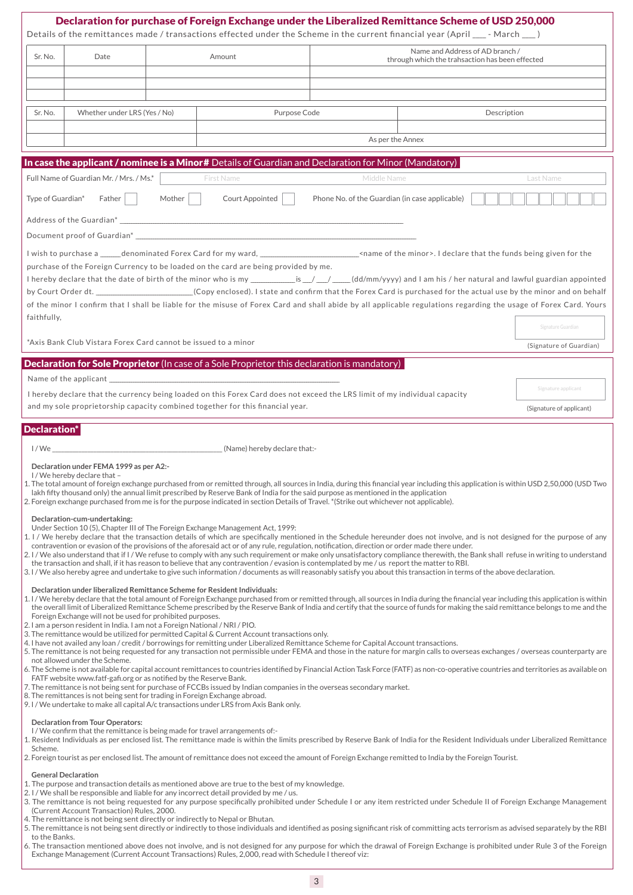## Declaration for purchase of Foreign Exchange under the Liberalized Remittance Scheme of USD 250,000

Details of the remittances made / transactions effected under the Scheme in the current financial year (April ___ - March ___ )

| Sr. No. | Date | Amount | Name and Address of AD branch / through which the trahsaction has been effected |
|---|---|---|---|
| | | | |
| | | | |
| | | | |

| Sr. No. | Whether under LRS (Yes / No) | Purpose Code | Description |
|---|---|---|---|
| | | | |
| | | As per the Annex | |

### In case the applicant / nominee is a Minor# Details of Guardian and Declaration for Minor (Mandatory)

Full Name of Guardian Mr. / Mrs. / Ms.* First Name Middle Name Last Name

Type of Guardian* Father ☐ Mother ☐ Court Appointed ☐ Phone No. of the Guardian (in case applicable) ☐☐☐☐☐☐☐☐☐☐

Address of the Guardian* ____________________

Document proof of Guardian* ____________________

I wish to purchase a _____denominated Forex Card for my ward, ____________________<name of the minor>. I declare that the funds being given for the purchase of the Foreign Currency to be loaded on the card are being provided by me.

I hereby declare that the date of birth of the minor who is my __________is __/ __/ ____(dd/mm/yyyy) and I am his / her natural and lawful guardian appointed by Court Order dt. ____________________(Copy enclosed). I state and confirm that the Forex Card is purchased for the actual use by the minor and on behalf of the minor I confirm that I shall be liable for the misuse of Forex Card and shall abide by all applicable regulations regarding the usage of Forex Card. Yours faithfully,

Signature Guardian

(Signature of Guardian)

*Axis Bank Club Vistara Forex Card cannot be issued to a minor

### Declaration for Sole Proprietor (In case of a Sole Proprietor this declaration is mandatory)

Name of the applicant ____________________

I hereby declare that the currency being loaded on this Forex Card does not exceed the LRS limit of my individual capacity and my sole proprietorship capacity combined together for this financial year.

Signature applicant

(Signature of applicant)

### Declaration*

I / We ____________________ (Name) hereby declare that:-

**Declaration under FEMA 1999 as per A2:-**

I / We hereby declare that –

1. The total amount of foreign exchange purchased from or remitted through, all sources in India, during this financial year including this application is within USD 2,50,000 (USD Two lakh fifty thousand only) the annual limit prescribed by Reserve Bank of India for the said purpose as mentioned in the application
2. Foreign exchange purchased from me is for the purpose indicated in section Details of Travel. *(Strike out whichever not applicable).

**Declaration-cum-undertaking:**

Under Section 10 (5), Chapter III of The Foreign Exchange Management Act, 1999:

1. I / We hereby declare that the transaction details of which are specifically mentioned in the Schedule hereunder does not involve, and is not designed for the purpose of any contravention or evasion of the provisions of the aforesaid act or of any rule, regulation, notification, direction or order made there under.
2. I / We also understand that if I / We refuse to comply with any such requirement or make only unsatisfactory compliance therewith, the Bank shall refuse in writing to understand the transaction and shall, if it has reason to believe that any contravention / evasion is contemplated by me / us report the matter to RBI.
3. I / We also hereby agree and undertake to give such information / documents as will reasonably satisfy you about this transaction in terms of the above declaration.

**Declaration under liberalized Remittance Scheme for Resident Individuals:**

1. I / We hereby declare that the total amount of Foreign Exchange purchased from or remitted through, all sources in India during the financial year including this application is within the overall limit of Liberalized Remittance Scheme prescribed by the Reserve Bank of India and certify that the source of funds for making the said remittance belongs to me and the Foreign Exchange will not be used for prohibited purposes.
2. I am a person resident in India. I am not a Foreign National / NRI / PIO.
3. The remittance would be utilized for permitted Capital & Current Account transactions only.
4. I have not availed any loan / credit / borrowings for remitting under Liberalized Remittance Scheme for Capital Account transactions.
5. The remittance is not being requested for any transaction not permissible under FEMA and those in the nature for margin calls to overseas exchanges / overseas counterparty are not allowed under the Scheme.
6. The Scheme is not available for capital account remittances to countries identified by Financial Action Task Force (FATF) as non-co-operative countries and territories as available on FATF website www.fatf-gafi.org or as notified by the Reserve Bank.
7. The remittance is not being sent for purchase of FCCBs issued by Indian companies in the overseas secondary market.
8. The remittances is not being sent for trading in Foreign Exchange abroad.
9. I / We undertake to make all capital A/c transactions under LRS from Axis Bank only.

**Declaration from Tour Operators:**

I / We confirm that the remittance is being made for travel arrangements of:-

1. Resident Individuals as per enclosed list. The remittance made is within the limits prescribed by Reserve Bank of India for the Resident Individuals under Liberalized Remittance Scheme.
2. Foreign tourist as per enclosed list. The amount of remittance does not exceed the amount of Foreign Exchange remitted to India by the Foreign Tourist.

**General Declaration**

1. The purpose and transaction details as mentioned above are true to the best of my knowledge.
2. I / We shall be responsible and liable for any incorrect detail provided by me / us.
3. The remittance is not being requested for any purpose specifically prohibited under Schedule I or any item restricted under Schedule II of Foreign Exchange Management (Current Account Transaction) Rules, 2000.
4. The remittance is not being sent directly or indirectly to Nepal or Bhutan.
5. The remittance is not being sent directly or indirectly to those individuals and identified as posing significant risk of committing acts terrorism as advised separately by the RBI to the Banks.
6. The transaction mentioned above does not involve, and is not designed for any purpose for which the drawal of Foreign Exchange is prohibited under Rule 3 of the Foreign Exchange Management (Current Account Transactions) Rules, 2,000, read with Schedule I thereof viz: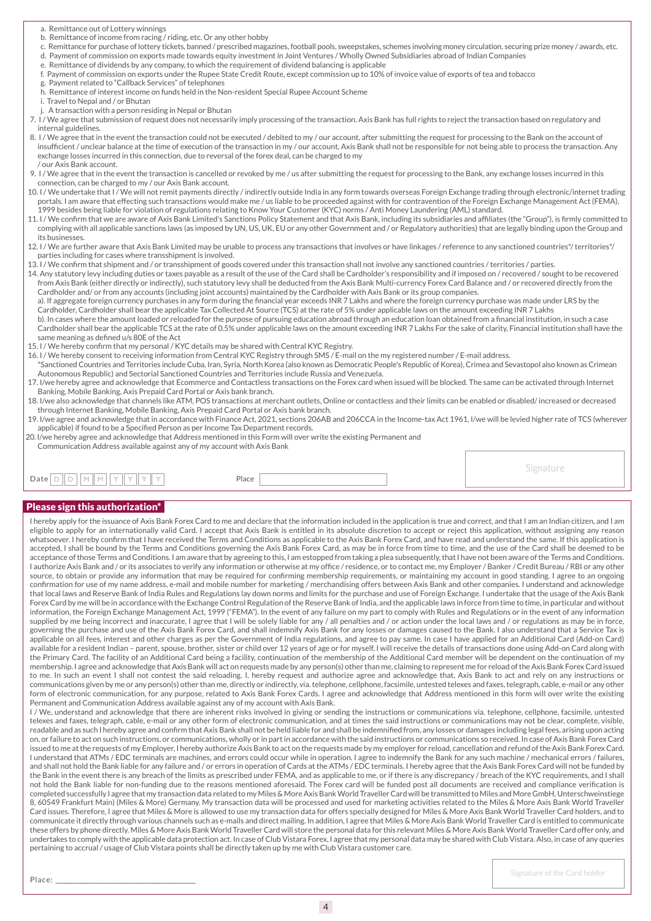a. Remittance out of Lottery winnings
b. Remittance of income from racing / riding, etc. Or any other hobby
c. Remittance for purchase of lottery tickets, banned / prescribed magazines, football pools, sweepstakes, schemes involving money circulation, securing prize money / awards, etc.
d. Payment of commission on exports made towards equity investment in Joint Ventures / Wholly Owned Subsidiaries abroad of Indian Companies
e. Remittance of dividends by any company, to which the requirement of dividend balancing is applicable
f. Payment of commission on exports under the Rupee State Credit Route, except commission up to 10% of invoice value of exports of tea and tobacco
g. Payment related to "Callback Services" of telephones
h. Remittance of interest income on funds held in the Non-resident Special Rupee Account Scheme
i. Travel to Nepal and / or Bhutan
j. A transaction with a person residing in Nepal or Bhutan

7. I / We agree that submission of request does not necessarily imply processing of the transaction. Axis Bank has full rights to reject the transaction based on regulatory and internal guidelines.
8. I / We agree that in the event the transaction could not be executed / debited to my / our account, after submitting the request for processing to the Bank on the account of insufficient / unclear balance at the time of execution of the transaction in my / our account, Axis Bank shall not be responsible for not being able to process the transaction. Any exchange losses incurred in this connection, due to reversal of the forex deal, can be charged to my / our Axis Bank account.
9. I / We agree that in the event the transaction is cancelled or revoked by me / us after submitting the request for processing to the Bank, any exchange losses incurred in this connection, can be charged to my / our Axis Bank account.
10. I / We undertake that I / We will not remit payments directly / indirectly outside India in any form towards overseas Foreign Exchange trading through electronic/internet trading portals. I am aware that effecting such transactions would make me / us liable to be proceeded against with for contravention of the Foreign Exchange Management Act (FEMA), 1999 besides being liable for violation of regulations relating to Know Your Customer (KYC) norms / Anti Money Laundering (AML) standard.
11. I / We confirm that we are aware of Axis Bank Limited's Sanctions Policy Statement and that Axis Bank, including its subsidiaries and affiliates (the "Group"), is firmly committed to complying with all applicable sanctions laws (as imposed by UN, US, UK, EU or any other Government and / or Regulatory authorities) that are legally binding upon the Group and its businesses.
12. I / We are further aware that Axis Bank Limited may be unable to process any transactions that involves or have linkages / reference to any sanctioned countries*/ territories*/ parties including for cases where transshipment is involved.
13. I / We confirm that shipment and / or transshipment of goods covered under this transaction shall not involve any sanctioned countries / territories / parties.
14. Any statutory levy including duties or taxes payable as a result of the use of the Card shall be Cardholder's responsibility and if imposed on / recovered / sought to be recovered from Axis Bank (either directly or indirectly), such statutory levy shall be deducted from the Axis Bank Multi-currency Forex Card Balance and / or recovered directly from the Cardholder and/ or from any accounts (including joint accounts) maintained by the Cardholder with Axis Bank or its group companies.
a). If aggregate foreign currency purchases in any form during the financial year exceeds INR 7 Lakhs and where the foreign currency purchase was made under LRS by the Cardholder, Cardholder shall bear the applicable Tax Collected At Source (TCS) at the rate of 5% under applicable laws on the amount exceeding INR 7 Lakhs
b). In cases where the amount loaded or reloaded for the purpose of pursuing education abroad through an education loan obtained from a financial institution, in such a case Cardholder shall bear the applicable TCS at the rate of 0.5% under applicable laws on the amount exceeding INR 7 Lakhs For the sake of clarity, Financial institution shall have the same meaning as defined u/s 80E of the Act
15. I / We hereby confirm that my personal / KYC details may be shared with Central KYC Registry.
16. I / We hereby consent to receiving information from Central KYC Registry through SMS / E-mail on the my registered number / E-mail address.
*Sanctioned Countries and Territories include Cuba, Iran, Syria, North Korea (also known as Democratic People's Republic of Korea), Crimea and Sevastopol also known as Crimean Autonomous Republic) and Sectorial Sanctioned Countries and Territories include Russia and Venezuela.
17. I/we hereby agree and acknowledge that Ecommerce and Contactless transactions on the Forex card when issued will be blocked. The same can be activated through Internet Banking, Mobile Banking, Axis Prepaid Card Portal or Axis bank branch.
18. I/we also acknowledge that channels like ATM, POS transactions at merchant outlets, Online or contactless and their limits can be enabled or disabled/ increased or decreased through Internet Banking, Mobile Banking, Axis Prepaid Card Portal or Axis bank branch.
19. I/we agree and acknowledge that in accordance with Finance Act, 2021, sections 206AB and 206CCA in the Income-tax Act 1961, I/we will be levied higher rate of TCS (wherever applicable) if found to be a Specified Person as per Income Tax Department records.
20. I/we hereby agree and acknowledge that Address mentioned in this Form will over write the existing Permanent and Communication Address available against any of my account with Axis Bank

Date D D M M Y Y Y Y Place ____________

Signature

## Please sign this authorization*

I hereby apply for the issuance of Axis Bank Forex Card to me and declare that the information included in the application is true and correct, and that I am an Indian citizen, and I am eligible to apply for an internationally valid Card. I accept that Axis Bank is entitled in its absolute discretion to accept or reject this application, without assigning any reason whatsoever. I hereby confirm that I have received the Terms and Conditions as applicable to the Axis Bank Forex Card, and have read and understand the same. If this application is accepted, I shall be bound by the Terms and Conditions governing the Axis Bank Forex Card, as may be in force from time to time, and the use of the Card shall be deemed to be acceptance of those Terms and Conditions. I am aware that by agreeing to this, I am estopped from taking a plea subsequently, that I have not been aware of the Terms and Conditions. I authorize Axis Bank and / or its associates to verify any information or otherwise at my office / residence, or to contact me, my Employer / Banker / Credit Bureau / RBI or any other source, to obtain or provide any information that may be required for confirming membership requirements, or maintaining my account in good standing. I agree to an ongoing confirmation for use of my name address, e-mail and mobile number for marketing / merchandising offers between Axis Bank and other companies. I understand and acknowledge that local laws and Reserve Bank of India Rules and Regulations lay down norms and limits for the purchase and use of Foreign Exchange. I undertake that the usage of the Axis Bank Forex Card by me will be in accordance with the Exchange Control Regulation of the Reserve Bank of India, and the applicable laws in force from time to time, in particular and without information, the Foreign Exchange Management Act, 1999 ("FEMA"). In the event of any failure on my part to comply with Rules and Regulations or in the event of any information supplied by me being incorrect and inaccurate, I agree that I will be solely liable for any / all penalties and / or action under the local laws and / or regulations as may be in force, governing the purchase and use of the Axis Bank Forex Card, and shall indemnify Axis Bank for any losses or damages caused to the Bank. I also understand that a Service Tax is applicable on all fees, interest and other charges as per the Government of India regulations, and agree to pay same. In case I have applied for an Additional Card (Add-on Card) available for a resident Indian – parent, spouse, brother, sister or child over 12 years of age or for myself, I will receive the details of transactions done using Add-on Card along with the Primary Card. The facility of an Additional Card being a facility, continuation of the membership of the Additional Card member will be dependent on the continuation of my membership. I agree and acknowledge that Axis Bank will act on requests made by any person(s) other than me, claiming to represent me for reload of the Axis Bank Forex Card issued to me. In such an event I shall not contest the said reloading. I, hereby request and authorize agree and acknowledge that, Axis Bank to act and rely on any instructions or communications given by me or any person(s) other than me, directly or indirectly, via. telephone, cellphone, facsimile, untested telexes and faxes, telegraph, cable, e-mail or any other form of electronic communication, for any purpose, related to Axis Bank Forex Cards. I agree and acknowledge that Address mentioned in this form will over write the existing Permanent and Communication Address available against any of my account with Axis Bank.

I / We, understand and acknowledge that there are inherent risks involved in giving or sending the instructions or communications via. telephone, cellphone, facsimile, untested telexes and faxes, telegraph, cable, e-mail or any other form of electronic communication, and at times the said instructions or communications may not be clear, complete, visible, readable and as such I hereby agree and confirm that Axis Bank shall not be held liable for and shall be indemnified from, any losses or damages including legal fees, arising upon acting on, or failure to act on such instructions, or communications, wholly or in part in accordance with the said instructions or communications so received. In case of Axis Bank Forex Card issued to me at the requests of my Employer, I hereby authorize Axis Bank to act on the requests made by my employer for reload, cancellation and refund of the Axis Bank Forex Card. I understand that ATMs / EDC terminals are machines, and errors could occur while in operation. I agree to indemnify the Bank for any such machine / mechanical errors / failures, and shall not hold the Bank liable for any failure and / or errors in operation of Cards at the ATMs / EDC terminals. I hereby agree that the Axis Bank Forex Card will not be funded by the Bank in the event there is any breach of the limits as prescribed under FEMA, and as applicable to me, or if there is any discrepancy / breach of the KYC requirements, and I shall not hold the Bank liable for non-funding due to the reasons mentioned aforesaid. The Forex card will be funded post all documents are received and compliance verification is completed successfully I agree that my transaction data related to my Miles & More Axis Bank World Traveller Card will be transmitted to Miles and More GmbH, Unterschweinstiege 8, 60549 Frankfurt Main) (Miles & More) Germany. My transaction data will be processed and used for marketing activities related to the Miles & More Axis Bank World Traveller Card issues. Therefore, I agree that Miles & More is allowed to use my transaction data for offers specially designed for Miles & More Axis Bank World Traveller Card holders, and to communicate it directly through various channels such as e-mails and direct mailing. In addition, I agree that Miles & More Axis Bank World Traveller Card is entitled to communicate these offers by phone directly. Miles & More Axis Bank World Traveller Card will store the personal data for this relevant Miles & More Axis Bank World Traveller Card offer only, and undertakes to comply with the applicable data protection act. In case of Club Vistara Forex, I agree that my personal data may be shared with Club Vistara. Also, in case of any queries pertaining to accrual / usage of Club Vistara points shall be directly taken up by me with Club Vistara customer care.

Place: ____________________________

Signature of the Card holder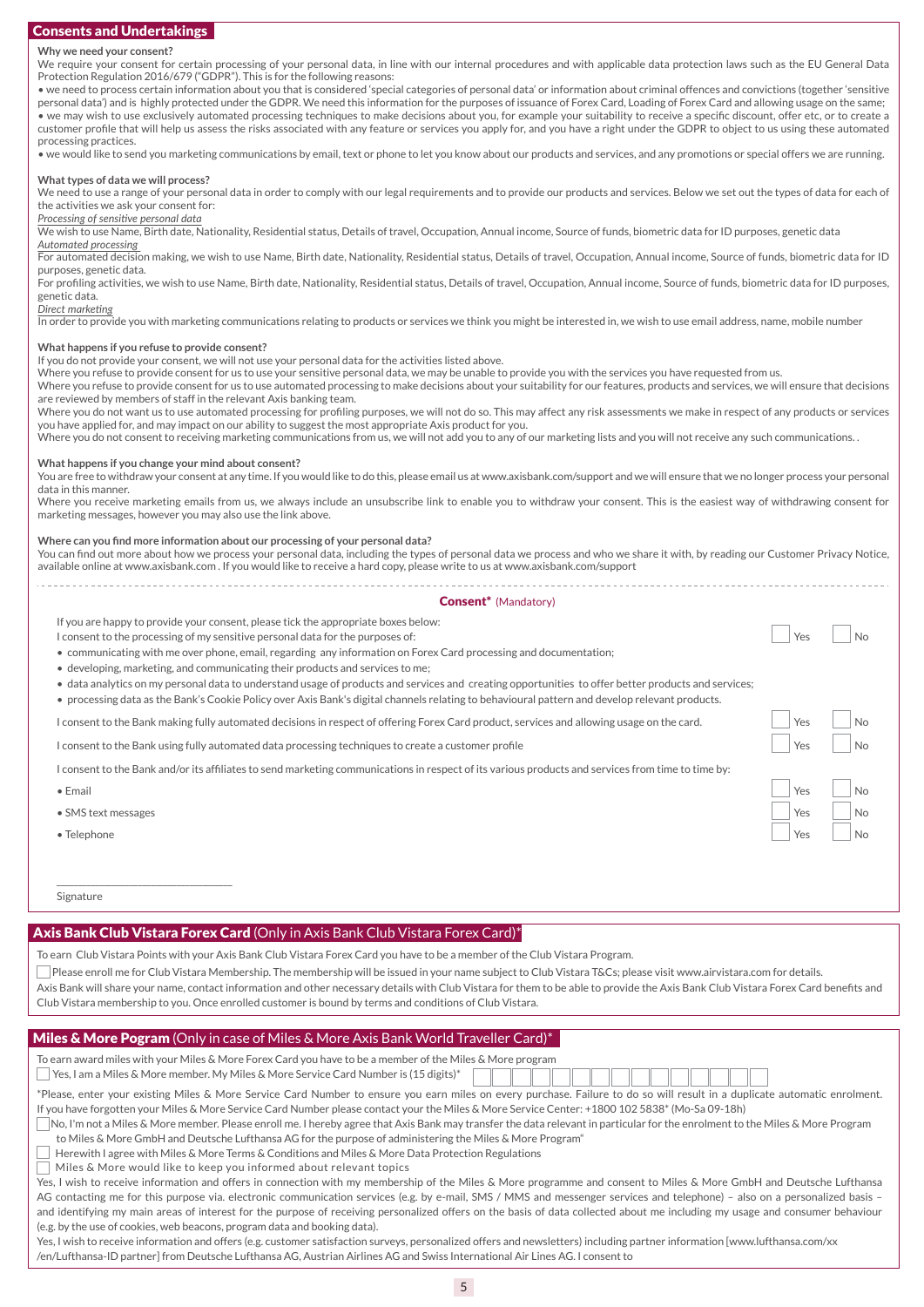## Consents and Undertakings

**Why we need your consent?**

We require your consent for certain processing of your personal data, in line with our internal procedures and with applicable data protection laws such as the EU General Data Protection Regulation 2016/679 ("GDPR"). This is for the following reasons:

• we need to process certain information about you that is considered 'special categories of personal data' or information about criminal offences and convictions (together 'sensitive personal data') and is highly protected under the GDPR. We need this information for the purposes of issuance of Forex Card, Loading of Forex Card and allowing usage on the same;
• we may wish to use exclusively automated processing techniques to make decisions about you, for example your suitability to receive a specific discount, offer etc, or to create a customer profile that will help us assess the risks associated with any feature or services you apply for, and you have a right under the GDPR to object to us using these automated processing practices.
• we would like to send you marketing communications by email, text or phone to let you know about our products and services, and any promotions or special offers we are running.

**What types of data we will process?**

We need to use a range of your personal data in order to comply with our legal requirements and to provide our products and services. Below we set out the types of data for each of the activities we ask your consent for:

*Processing of sensitive personal data*

We wish to use Name, Birth date, Nationality, Residential status, Details of travel, Occupation, Annual income, Source of funds, biometric data for ID purposes, genetic data

*Automated processing*

For automated decision making, we wish to use Name, Birth date, Nationality, Residential status, Details of travel, Occupation, Annual income, Source of funds, biometric data for ID purposes, genetic data.

For profiling activities, we wish to use Name, Birth date, Nationality, Residential status, Details of travel, Occupation, Annual income, Source of funds, biometric data for ID purposes, genetic data.

*Direct marketing*

In order to provide you with marketing communications relating to products or services we think you might be interested in, we wish to use email address, name, mobile number

**What happens if you refuse to provide consent?**

If you do not provide your consent, we will not use your personal data for the activities listed above.

Where you refuse to provide consent for us to use your sensitive personal data, we may be unable to provide you with the services you have requested from us.

Where you refuse to provide consent for us to use automated processing to make decisions about your suitability for our features, products and services, we will ensure that decisions are reviewed by members of staff in the relevant Axis banking team.

Where you do not want us to use automated processing for profiling purposes, we will not do so. This may affect any risk assessments we make in respect of any products or services you have applied for, and may impact on our ability to suggest the most appropriate Axis product for you.

Where you do not consent to receiving marketing communications from us, we will not add you to any of our marketing lists and you will not receive any such communications. .

**What happens if you change your mind about consent?**

You are free to withdraw your consent at any time. If you would like to do this, please email us at www.axisbank.com/support and we will ensure that we no longer process your personal data in this manner.

Where you receive marketing emails from us, we always include an unsubscribe link to enable you to withdraw your consent. This is the easiest way of withdrawing consent for marketing messages, however you may also use the link above.

**Where can you find more information about our processing of your personal data?**

You can find out more about how we process your personal data, including the types of personal data we process and who we share it with, by reading our Customer Privacy Notice, available online at www.axisbank.com . If you would like to receive a hard copy, please write to us at www.axisbank.com/support

### Consent* (Mandatory)

If you are happy to provide your consent, please tick the appropriate boxes below:

I consent to the processing of my sensitive personal data for the purposes of: ☐ Yes ☐ No

• communicating with me over phone, email, regarding any information on Forex Card processing and documentation;
• developing, marketing, and communicating their products and services to me;
• data analytics on my personal data to understand usage of products and services and creating opportunities to offer better products and services;
• processing data as the Bank's Cookie Policy over Axis Bank's digital channels relating to behavioural pattern and develop relevant products.

I consent to the Bank making fully automated decisions in respect of offering Forex Card product, services and allowing usage on the card. ☐ Yes ☐ No

I consent to the Bank using fully automated data processing techniques to create a customer profile ☐ Yes ☐ No

I consent to the Bank and/or its affiliates to send marketing communications in respect of its various products and services from time to time by:

• Email ☐ Yes ☐ No
• SMS text messages ☐ Yes ☐ No
• Telephone ☐ Yes ☐ No

\_\_\_\_\_\_\_\_\_\_\_\_\_\_\_\_\_\_\_\_\_\_\_\_\_\_\_\_\_\_

Signature

## Axis Bank Club Vistara Forex Card (Only in Axis Bank Club Vistara Forex Card)*

To earn Club Vistara Points with your Axis Bank Club Vistara Forex Card you have to be a member of the Club Vistara Program.

☐ Please enroll me for Club Vistara Membership. The membership will be issued in your name subject to Club Vistara T&Cs; please visit www.airvistara.com for details.

Axis Bank will share your name, contact information and other necessary details with Club Vistara for them to be able to provide the Axis Bank Club Vistara Forex Card benefits and Club Vistara membership to you. Once enrolled customer is bound by terms and conditions of Club Vistara.

## Miles & More Pogram (Only in case of Miles & More Axis Bank World Traveller Card)*

To earn award miles with your Miles & More Forex Card you have to be a member of the Miles & More program

☐ Yes, I am a Miles & More member. My Miles & More Service Card Number is (15 digits)* ☐☐☐☐☐☐☐☐☐☐☐☐☐☐☐

*Please, enter your existing Miles & More Service Card Number to ensure you earn miles on every purchase. Failure to do so will result in a duplicate automatic enrolment. If you have forgotten your Miles & More Service Card Number please contact your the Miles & More Service Center: +1800 102 5838* (Mo-Sa 09-18h)

☐ No, I'm not a Miles & More member. Please enroll me. I hereby agree that Axis Bank may transfer the data relevant in particular for the enrolment to the Miles & More Program to Miles & More GmbH and Deutsche Lufthansa AG for the purpose of administering the Miles & More Program"

☐ Herewith I agree with Miles & More Terms & Conditions and Miles & More Data Protection Regulations

☐ Miles & More would like to keep you informed about relevant topics

Yes, I wish to receive information and offers in connection with my membership of the Miles & More programme and consent to Miles & More GmbH and Deutsche Lufthansa AG contacting me for this purpose via. electronic communication services (e.g. by e-mail, SMS / MMS and messenger services and telephone) – also on a personalized basis – and identifying my main areas of interest for the purpose of receiving personalized offers on the basis of data collected about me including my usage and consumer behaviour (e.g. by the use of cookies, web beacons, program data and booking data).

Yes, I wish to receive information and offers (e.g. customer satisfaction surveys, personalized offers and newsletters) including partner information [www.lufthansa.com/xx /en/Lufthansa-ID partner] from Deutsche Lufthansa AG, Austrian Airlines AG and Swiss International Air Lines AG. I consent to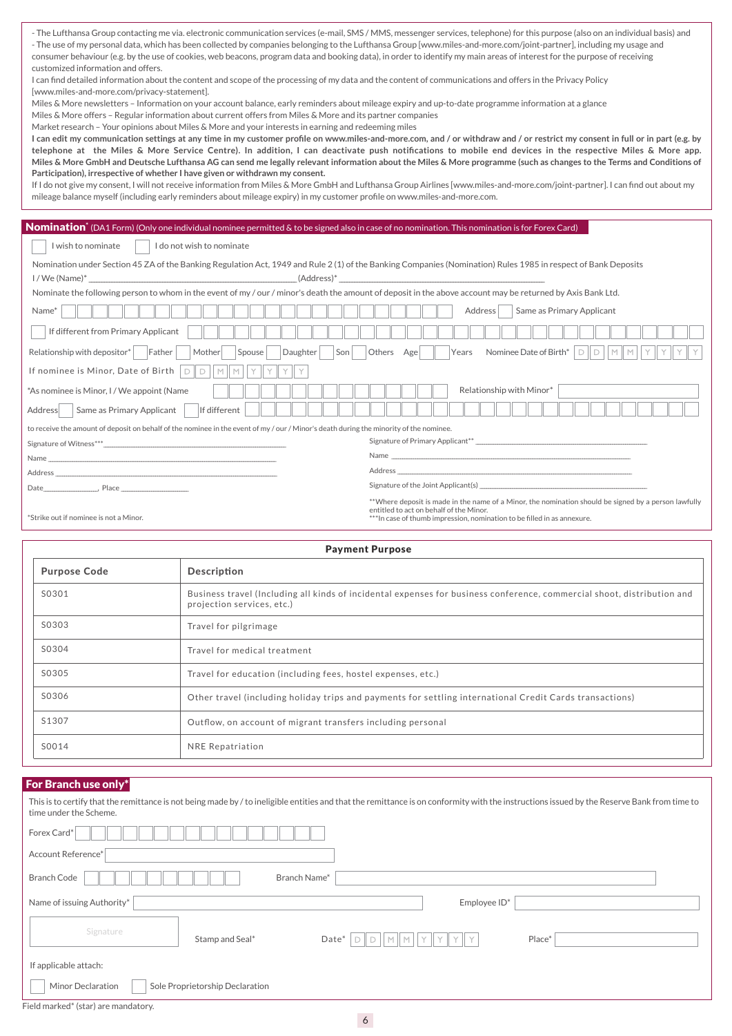- The Lufthansa Group contacting me via. electronic communication services (e-mail, SMS / MMS, messenger services, telephone) for this purpose (also on an individual basis) and
- The use of my personal data, which has been collected by companies belonging to the Lufthansa Group [www.miles-and-more.com/joint-partner], including my usage and consumer behaviour (e.g. by the use of cookies, web beacons, program data and booking data), in order to identify my main areas of interest for the purpose of receiving customized information and offers.

I can find detailed information about the content and scope of the processing of my data and the content of communications and offers in the Privacy Policy [www.miles-and-more.com/privacy-statement].

Miles & More newsletters – Information on your account balance, early reminders about mileage expiry and up-to-date programme information at a glance

Miles & More offers – Regular information about current offers from Miles & More and its partner companies

Market research – Your opinions about Miles & More and your interests in earning and redeeming miles

**I can edit my communication settings at any time in my customer profile on www.miles-and-more.com, and / or withdraw and / or restrict my consent in full or in part (e.g. by telephone at the Miles & More Service Centre). In addition, I can deactivate push notifications to mobile end devices in the respective Miles & More app. Miles & More GmbH and Deutsche Lufthansa AG can send me legally relevant information about the Miles & More programme (such as changes to the Terms and Conditions of Participation), irrespective of whether I have given or withdrawn my consent.**

If I do not give my consent, I will not receive information from Miles & More GmbH and Lufthansa Group Airlines [www.miles-and-more.com/joint-partner]. I can find out about my mileage balance myself (including early reminders about mileage expiry) in my customer profile on www.miles-and-more.com.

## Nomination* (DA1 Form) (Only one individual nominee permitted & to be signed also in case of no nomination. This nomination is for Forex Card)

☐ I wish to nominate ☐ I do not wish to nominate

Nomination under Section 45 ZA of the Banking Regulation Act, 1949 and Rule 2 (1) of the Banking Companies (Nomination) Rules 1985 in respect of Bank Deposits

I / We (Name)* ________________________ (Address)* ________________________

Nominate the following person to whom in the event of my / our / minor's death the amount of deposit in the above account may be returned by Axis Bank Ltd.

Name* ________________________ Address ☐ Same as Primary Applicant

☐ If different from Primary Applicant ________________________

Relationship with depositor* ☐ Father ☐ Mother ☐ Spouse ☐ Daughter ☐ Son ☐ Others Age ____ Years Nominee Date of Birth* D D M M Y Y Y Y

If nominee is Minor, Date of Birth D D M M Y Y Y Y

*As nominee is Minor, I / We appoint (Name ________________________ Relationship with Minor* ____________

Address ☐ Same as Primary Applicant ☐ If different ________________________

to receive the amount of deposit on behalf of the nominee in the event of my / our / Minor's death during the minority of the nominee.

Signature of Witness*** ________________________

Name ________________________

Address ________________________

Date ____________, Place ____________

Signature of Primary Applicant** ________________________

Name ________________________

Address ________________________

Signature of the Joint Applicant(s) ________________________

**Where deposit is made in the name of a Minor, the nomination should be signed by a person lawfully entitled to act on behalf of the Minor.

***In case of thumb impression, nomination to be filled in as annexure.

*Strike out if nominee is not a Minor.

## Payment Purpose

| Purpose Code | Description |
|---|---|
| S0301 | Business travel (Including all kinds of incidental expenses for business conference, commercial shoot, distribution and projection services, etc.) |
| S0303 | Travel for pilgrimage |
| S0304 | Travel for medical treatment |
| S0305 | Travel for education (including fees, hostel expenses, etc.) |
| S0306 | Other travel (including holiday trips and payments for settling international Credit Cards transactions) |
| S1307 | Outflow, on account of migrant transfers including personal |
| S0014 | NRE Repatriation |

## For Branch use only*

This is to certify that the remittance is not being made by / to ineligible entities and that the remittance is on conformity with the instructions issued by the Reserve Bank from time to time under the Scheme.

Forex Card* ________________________

Account Reference* ________________________

Branch Code ____________ Branch Name* ________________________

Name of issuing Authority* ________________________ Employee ID* ____________

Signature ____________ Stamp and Seal* Date* D D M M Y Y Y Y Place* ____________

If applicable attach:

☐ Minor Declaration ☐ Sole Proprietorship Declaration

Field marked* (star) are mandatory.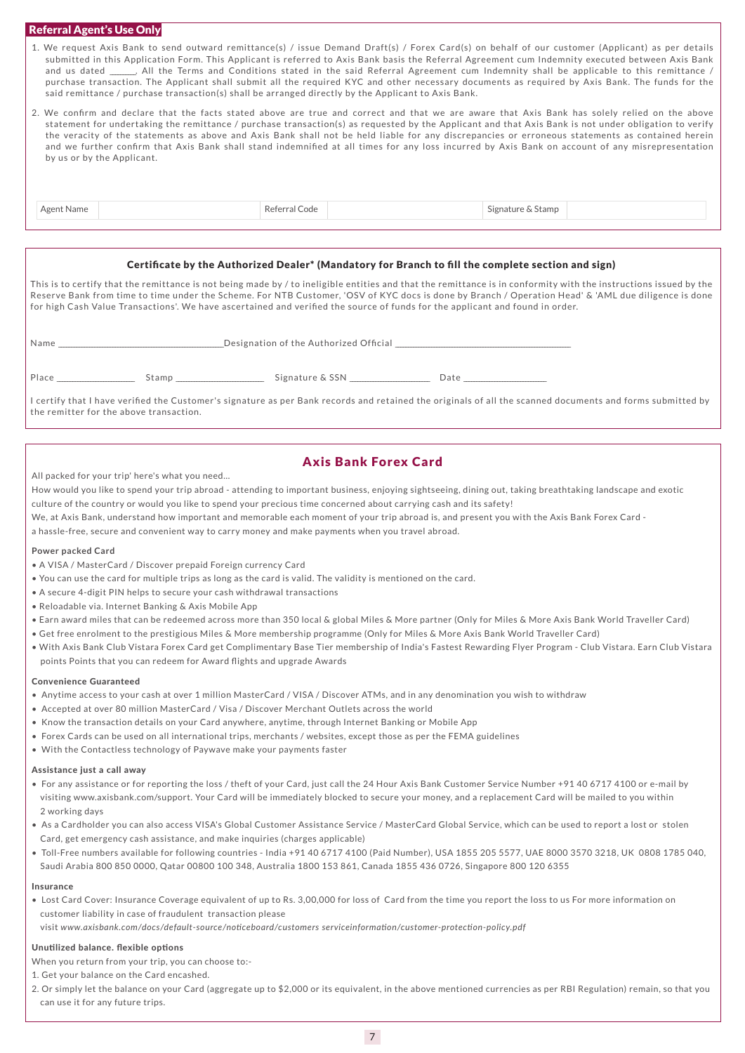## Referral Agent's Use Only

1. We request Axis Bank to send outward remittance(s) / issue Demand Draft(s) / Forex Card(s) on behalf of our customer (Applicant) as per details submitted in this Application Form. This Applicant is referred to Axis Bank basis the Referral Agreement cum Indemnity executed between Axis Bank and us dated ______. All the Terms and Conditions stated in the said Referral Agreement cum Indemnity shall be applicable to this remittance / purchase transaction. The Applicant shall submit all the required KYC and other necessary documents as required by Axis Bank. The funds for the said remittance / purchase transaction(s) shall be arranged directly by the Applicant to Axis Bank.
2. We confirm and declare that the facts stated above are true and correct and that we are aware that Axis Bank has solely relied on the above statement for undertaking the remittance / purchase transaction(s) as requested by the Applicant and that Axis Bank is not under obligation to verify the veracity of the statements as above and Axis Bank shall not be held liable for any discrepancies or erroneous statements as contained herein and we further confirm that Axis Bank shall stand indemnified at all times for any loss incurred by Axis Bank on account of any misrepresentation by us or by the Applicant.

| Agent Name | | Referral Code | | Signature & Stamp | |
|---|---|---|---|---|---|

### Certificate by the Authorized Dealer* (Mandatory for Branch to fill the complete section and sign)

This is to certify that the remittance is not being made by / to ineligible entities and that the remittance is in conformity with the instructions issued by the Reserve Bank from time to time under the Scheme. For NTB Customer, 'OSV of KYC docs is done by Branch / Operation Head' & 'AML due diligence is done for high Cash Value Transactions'. We have ascertained and verified the source of funds for the applicant and found in order.

Name ______________________________ Designation of the Authorized Official ______________________________

Place ______________ Stamp ________________ Signature & SSN ______________ Date ______________

I certify that I have verified the Customer's signature as per Bank records and retained the originals of all the scanned documents and forms submitted by the remitter for the above transaction.

## Axis Bank Forex Card

All packed for your trip' here's what you need...

How would you like to spend your trip abroad - attending to important business, enjoying sightseeing, dining out, taking breathtaking landscape and exotic culture of the country or would you like to spend your precious time concerned about carrying cash and its safety!

We, at Axis Bank, understand how important and memorable each moment of your trip abroad is, and present you with the Axis Bank Forex Card - a hassle-free, secure and convenient way to carry money and make payments when you travel abroad.

**Power packed Card**

- A VISA / MasterCard / Discover prepaid Foreign currency Card
- You can use the card for multiple trips as long as the card is valid. The validity is mentioned on the card.
- A secure 4-digit PIN helps to secure your cash withdrawal transactions
- Reloadable via. Internet Banking & Axis Mobile App
- Earn award miles that can be redeemed across more than 350 local & global Miles & More partner (Only for Miles & More Axis Bank World Traveller Card)
- Get free enrolment to the prestigious Miles & More membership programme (Only for Miles & More Axis Bank World Traveller Card)
- With Axis Bank Club Vistara Forex Card get Complimentary Base Tier membership of India's Fastest Rewarding Flyer Program - Club Vistara. Earn Club Vistara points Points that you can redeem for Award flights and upgrade Awards

**Convenience Guaranteed**

- Anytime access to your cash at over 1 million MasterCard / VISA / Discover ATMs, and in any denomination you wish to withdraw
- Accepted at over 80 million MasterCard / Visa / Discover Merchant Outlets across the world
- Know the transaction details on your Card anywhere, anytime, through Internet Banking or Mobile App
- Forex Cards can be used on all international trips, merchants / websites, except those as per the FEMA guidelines
- With the Contactless technology of Paywave make your payments faster

**Assistance just a call away**

- For any assistance or for reporting the loss / theft of your Card, just call the 24 Hour Axis Bank Customer Service Number +91 40 6717 4100 or e-mail by visiting www.axisbank.com/support. Your Card will be immediately blocked to secure your money, and a replacement Card will be mailed to you within 2 working days
- As a Cardholder you can also access VISA's Global Customer Assistance Service / MasterCard Global Service, which can be used to report a lost or stolen Card, get emergency cash assistance, and make inquiries (charges applicable)
- Toll-Free numbers available for following countries - India +91 40 6717 4100 (Paid Number), USA 1855 205 5577, UAE 8000 3570 3218, UK 0808 1785 040, Saudi Arabia 800 850 0000, Qatar 00800 100 348, Australia 1800 153 861, Canada 1855 436 0726, Singapore 800 120 6355

**Insurance**

- Lost Card Cover: Insurance Coverage equivalent of up to Rs. 3,00,000 for loss of Card from the time you report the loss to us For more information on customer liability in case of fraudulent transaction please visit *www.axisbank.com/docs/default-source/noticeboard/customers serviceinformation/customer-protection-policy.pdf*

**Unutilized balance. flexible options**

When you return from your trip, you can choose to:-

1. Get your balance on the Card encashed.
2. Or simply let the balance on your Card (aggregate up to $2,000 or its equivalent, in the above mentioned currencies as per RBI Regulation) remain, so that you can use it for any future trips.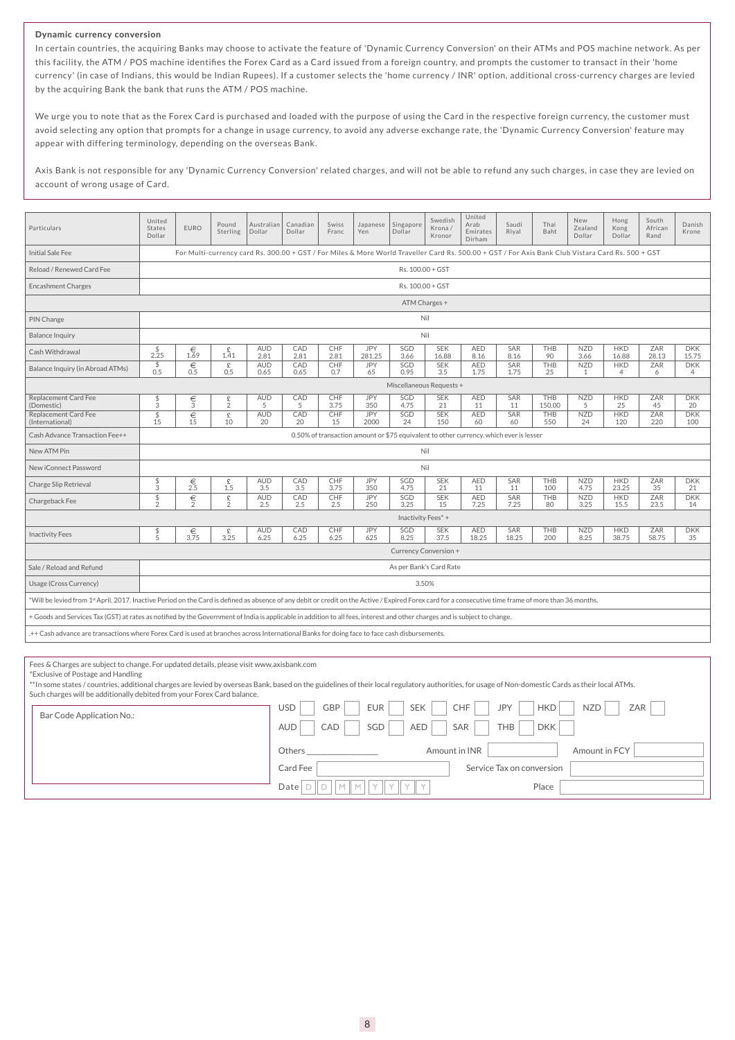### Dynamic currency conversion

In certain countries, the acquiring Banks may choose to activate the feature of 'Dynamic Currency Conversion' on their ATMs and POS machine network. As per this facility, the ATM / POS machine identifies the Forex Card as a Card issued from a foreign country, and prompts the customer to transact in their 'home currency' (in case of Indians, this would be Indian Rupees). If a customer selects the 'home currency / INR' option, additional cross-currency charges are levied by the acquiring Bank the bank that runs the ATM / POS machine.

We urge you to note that as the Forex Card is purchased and loaded with the purpose of using the Card in the respective foreign currency, the customer must avoid selecting any option that prompts for a change in usage currency, to avoid any adverse exchange rate, the 'Dynamic Currency Conversion' feature may appear with differing terminology, depending on the overseas Bank.

Axis Bank is not responsible for any 'Dynamic Currency Conversion' related charges, and will not be able to refund any such charges, in case they are levied on account of wrong usage of Card.

| Particulars | United States Dollar | EURO | Pound Sterling | Australian Dollar | Canadian Dollar | Swiss Franc | Japanese Yen | Singapore Dollar | Swedish Krona / Kronor | United Arab Emirates Dirham | Saudi Riyal | Thai Baht | New Zealand Dollar | Hong Kong Dollar | South African Rand | Danish Krone |
|---|---|---|---|---|---|---|---|---|---|---|---|---|---|---|---|---|
| Initial Sale Fee | For Multi-currency card Rs. 300.00 + GST / For Miles & More World Traveller Card Rs. 500.00 + GST / For Axis Bank Club Vistara Card Rs. 500 + GST | | | | | | | | | | | | | | | |
| Reload / Renewed Card Fee | Rs. 100.00 + GST | | | | | | | | | | | | | | | |
| Encashment Charges | Rs. 100.00 + GST | | | | | | | | | | | | | | | |
| ATM Charges + | | | | | | | | | | | | | | | | |
| PIN Change | Nil | | | | | | | | | | | | | | | |
| Balance Inquiry | Nil | | | | | | | | | | | | | | | |
| Cash Withdrawal | $ 2.25 | € 1.69 | £ 1.41 | AUD 2.81 | CAD 2.81 | CHF 2.81 | JPY 281.25 | SGD 3.66 | SEK 16.88 | AED 8.16 | SAR 8.16 | THB 90 | NZD 3.66 | HKD 16.88 | ZAR 28.13 | DKK 15.75 |
| Balance Inquiry (in Abroad ATMs) | $ 0.5 | € 0.5 | £ 0.5 | AUD 0.65 | CAD 0.65 | CHF 0.7 | JPY 65 | SGD 0.95 | SEK 3.5 | AED 1.75 | SAR 1.75 | THB 25 | NZD 1 | HKD 4 | ZAR 6 | DKK 4 |
| Miscellaneous Requests + | | | | | | | | | | | | | | | | |
| Replacement Card Fee (Domestic) | $ 3 | € 3 | £ 2 | AUD 5 | CAD 5 | CHF 3.75 | JPY 350 | SGD 4.75 | SEK 21 | AED 11 | SAR 11 | THB 150.00 | NZD 5 | HKD 25 | ZAR 45 | DKK 20 |
| Replacement Card Fee (International) | $ 15 | € 15 | £ 10 | AUD 20 | CAD 20 | CHF 15 | JPY 2000 | SGD 24 | SEK 150 | AED 60 | SAR 60 | THB 550 | NZD 24 | HKD 120 | ZAR 220 | DKK 100 |
| Cash Advance Transaction Fee++ | 0.50% of transaction amount or $75 equivalent to other currency, which ever is lesser | | | | | | | | | | | | | | | |
| New ATM Pin | Nil | | | | | | | | | | | | | | | |
| New iConnect Password | Nil | | | | | | | | | | | | | | | |
| Charge Slip Retrieval | $ 3 | € 2.5 | £ 1.5 | AUD 3.5 | CAD 3.5 | CHF 3.75 | JPY 350 | SGD 4.75 | SEK 21 | AED 11 | SAR 11 | THB 100 | NZD 4.75 | HKD 23.25 | ZAR 35 | DKK 21 |
| Chargeback Fee | $ 2 | € 2 | £ 2 | AUD 2.5 | CAD 2.5 | CHF 2.5 | JPY 250 | SGD 3.25 | SEK 15 | AED 7.25 | SAR 7.25 | THB 80 | NZD 3.25 | HKD 15.5 | ZAR 23.5 | DKK 14 |
| Inactivity Fees* + | | | | | | | | | | | | | | | | |
| Inactivity Fees | $ 5 | € 3.75 | £ 3.25 | AUD 6.25 | CAD 6.25 | CHF 6.25 | JPY 625 | SGD 8.25 | SEK 37.5 | AED 18.25 | SAR 18.25 | THB 200 | NZD 8.25 | HKD 38.75 | ZAR 58.75 | DKK 35 |
| Currency Conversion + | | | | | | | | | | | | | | | | |
| Sale / Reload and Refund | As per Bank's Card Rate | | | | | | | | | | | | | | | |
| Usage (Cross Currency) | 3.50% | | | | | | | | | | | | | | | |

*Will be levied from 1st April, 2017. Inactive Period on the Card is defined as absence of any debit or credit on the Active / Expired Forex card for a consecutive time frame of more than 36 months.

+ Goods and Services Tax (GST) at rates as notified by the Government of India is applicable in addition to all fees, interest and other charges and is subject to change.

.++ Cash advance are transactions where Forex Card is used at branches across International Banks for doing face to face cash disbursements.

Fees & Charges are subject to change. For updated details, please visit www.axisbank.com
*Exclusive of Postage and Handling
**In some states / countries, additional charges are levied by overseas Bank, based on the guidelines of their local regulatory authorities, for usage of Non-domestic Cards as their local ATMs.
Such charges will be additionally debited from your Forex Card balance.

Bar Code Application No.:

USD ☐ GBP ☐ EUR ☐ SEK ☐ CHF ☐ JPY ☐ HKD ☐ NZD ☐ ZAR ☐
AUD ☐ CAD ☐ SGD ☐ AED ☐ SAR ☐ THB ☐ DKK ☐

Others ________________ Amount in INR ________ Amount in FCY ________

Card Fee ________ Service Tax on conversion ________

Date D D M M Y Y Y Y Place ________